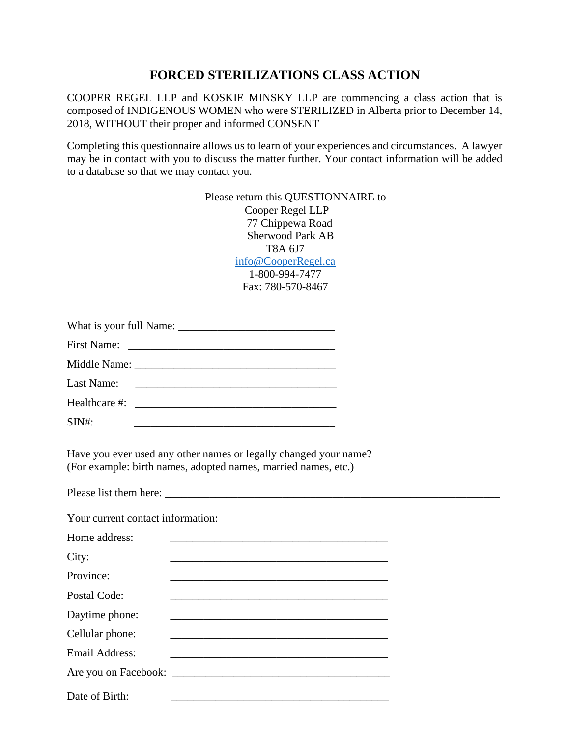# FORCED STERILIZATIONS CLASS ACTION

COOPER REGEL LLP and KOSKIE MINSKY LLP are commencing a class action that is composed of INDIGENOUS WOMEN who were STERILIZED in Alberta prior to December 14, 2018, WITHOUT their proper and informed CONSENT

Completing this questionnaire allows us to learn of your experiences and circumstances. A lawyer may be in contact with you to discuss the matter further. Your contact information will be added to a database so that we may contact you.

Please return this QUESTIONNAIRE to
Cooper Regel LLP
77 Chippewa Road
Sherwood Park AB
T8A 6J7
info@CooperRegel.ca
1-800-994-7477
Fax: 780-570-8467

What is your full Name: ____________________________

First Name: _____________________________________

Middle Name: ____________________________________

Last Name: ______________________________________

Healthcare #: ____________________________________

SIN#: __________________________________________

Have you ever used any other names or legally changed your name?
(For example: birth names, adopted names, married names, etc.)

Please list them here: ____________________________________________________________

Your current contact information:

Home address: ________________________________________

City: ________________________________________

Province: ________________________________________

Postal Code: ________________________________________

Daytime phone: ________________________________________

Cellular phone: ________________________________________

Email Address: ________________________________________

Are you on Facebook: ________________________________________

Date of Birth: ________________________________________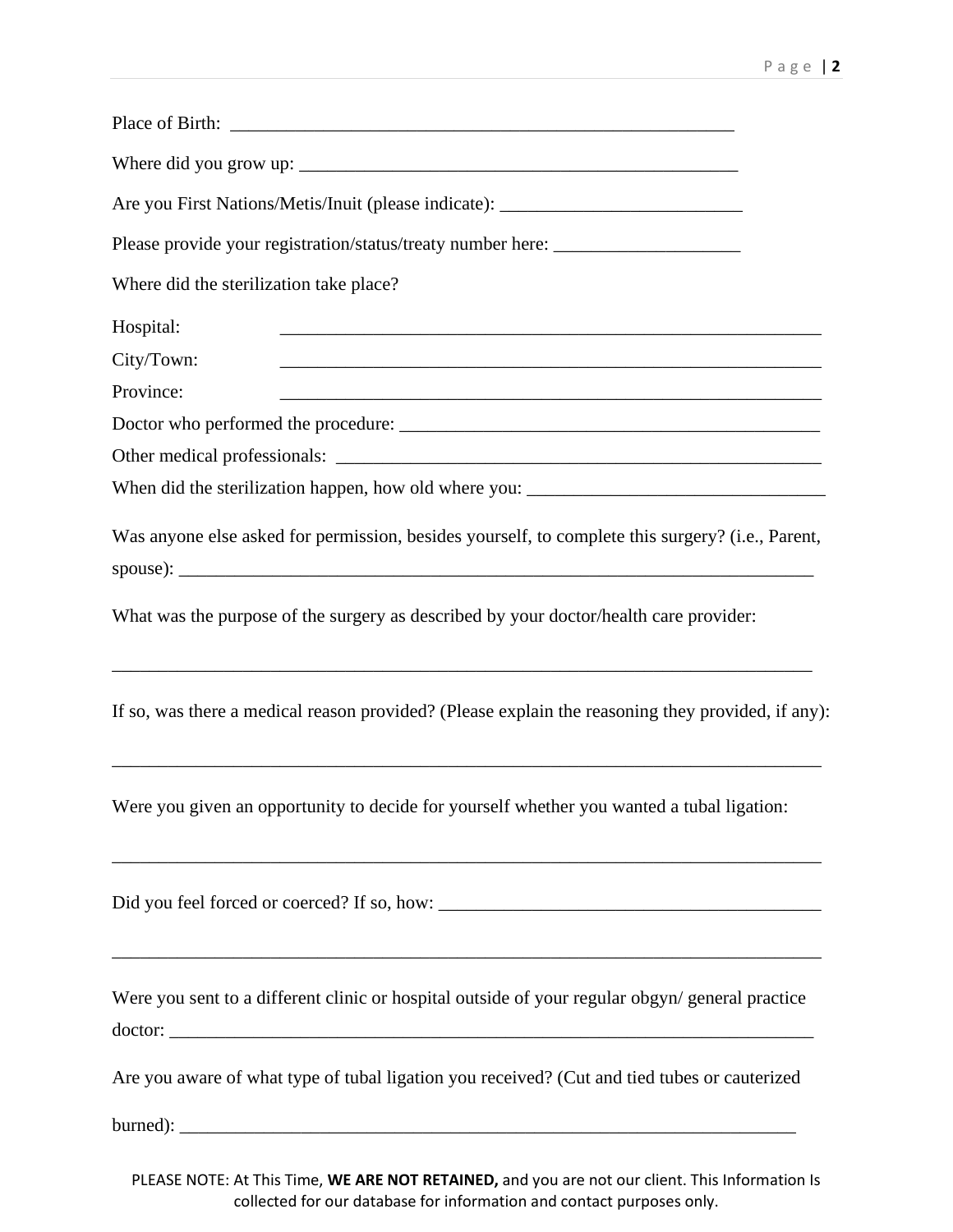Place of Birth: ________________________________________________________

Where did you grow up: ________________________________________________

Are you First Nations/Metis/Inuit (please indicate): __________________________

Please provide your registration/status/treaty number here: ____________________

Where did the sterilization take place?

Hospital: ____________________________________________________________

City/Town: ____________________________________________________________

Province: ____________________________________________________________

Doctor who performed the procedure: ______________________________________________

Other medical professionals: ______________________________________________________

When did the sterilization happen, how old where you: ________________________________

Was anyone else asked for permission, besides yourself, to complete this surgery? (i.e., Parent, spouse): ______________________________________________________________________

What was the purpose of the surgery as described by your doctor/health care provider:

_____________________________________________________________________________

If so, was there a medical reason provided? (Please explain the reasoning they provided, if any):

_____________________________________________________________________________

Were you given an opportunity to decide for yourself whether you wanted a tubal ligation:

_____________________________________________________________________________

Did you feel forced or coerced? If so, how: __________________________________________

_____________________________________________________________________________

Were you sent to a different clinic or hospital outside of your regular obgyn/ general practice doctor: ______________________________________________________________________

Are you aware of what type of tubal ligation you received? (Cut and tied tubes or cauterized burned): ____________________________________________________________________

PLEASE NOTE: At This Time, **WE ARE NOT RETAINED,** and you are not our client. This Information Is collected for our database for information and contact purposes only.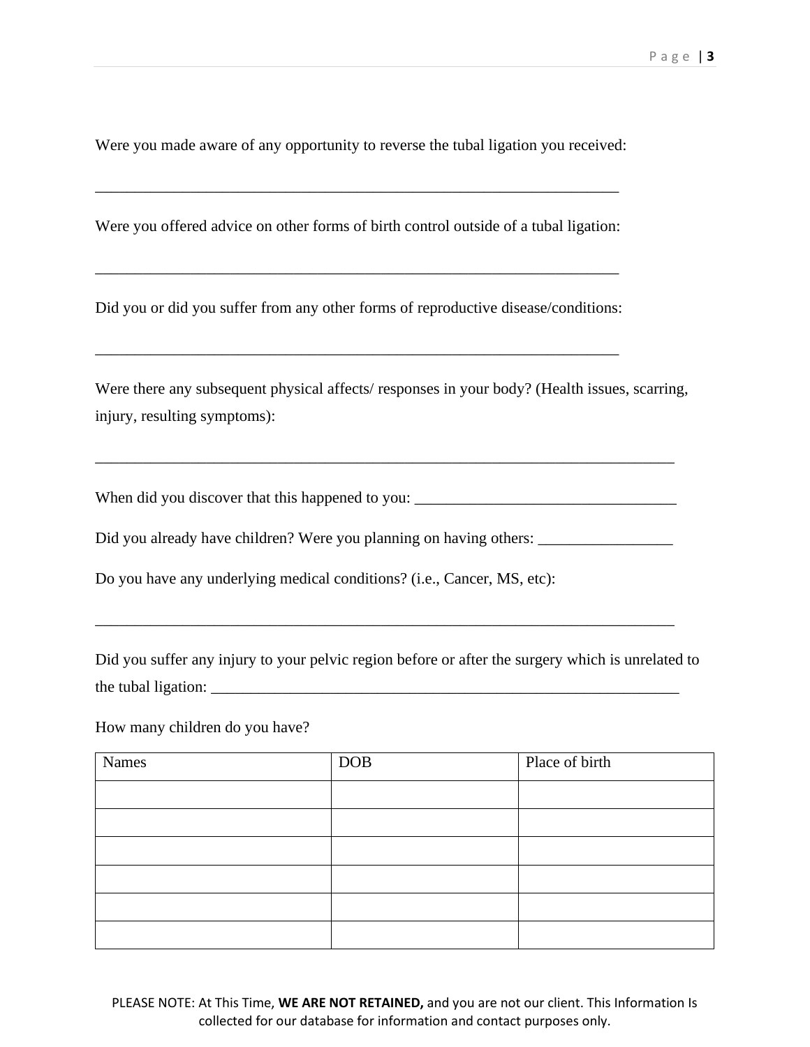Were you made aware of any opportunity to reverse the tubal ligation you received:

_____________________________________________________________________

Were you offered advice on other forms of birth control outside of a tubal ligation:

_____________________________________________________________________

Did you or did you suffer from any other forms of reproductive disease/conditions:

_____________________________________________________________________

Were there any subsequent physical affects/ responses in your body? (Health issues, scarring, injury, resulting symptoms):

____________________________________________________________________________

When did you discover that this happened to you: __________________________________

Did you already have children? Were you planning on having others: _________________

Do you have any underlying medical conditions? (i.e., Cancer, MS, etc):

____________________________________________________________________________

Did you suffer any injury to your pelvic region before or after the surgery which is unrelated to the tubal ligation: _____________________________________________________________

How many children do you have?

| Names | DOB | Place of birth |
|---|---|---|
| | | |
| | | |
| | | |
| | | |
| | | |
| | | |

PLEASE NOTE: At This Time, **WE ARE NOT RETAINED,** and you are not our client. This Information Is collected for our database for information and contact purposes only.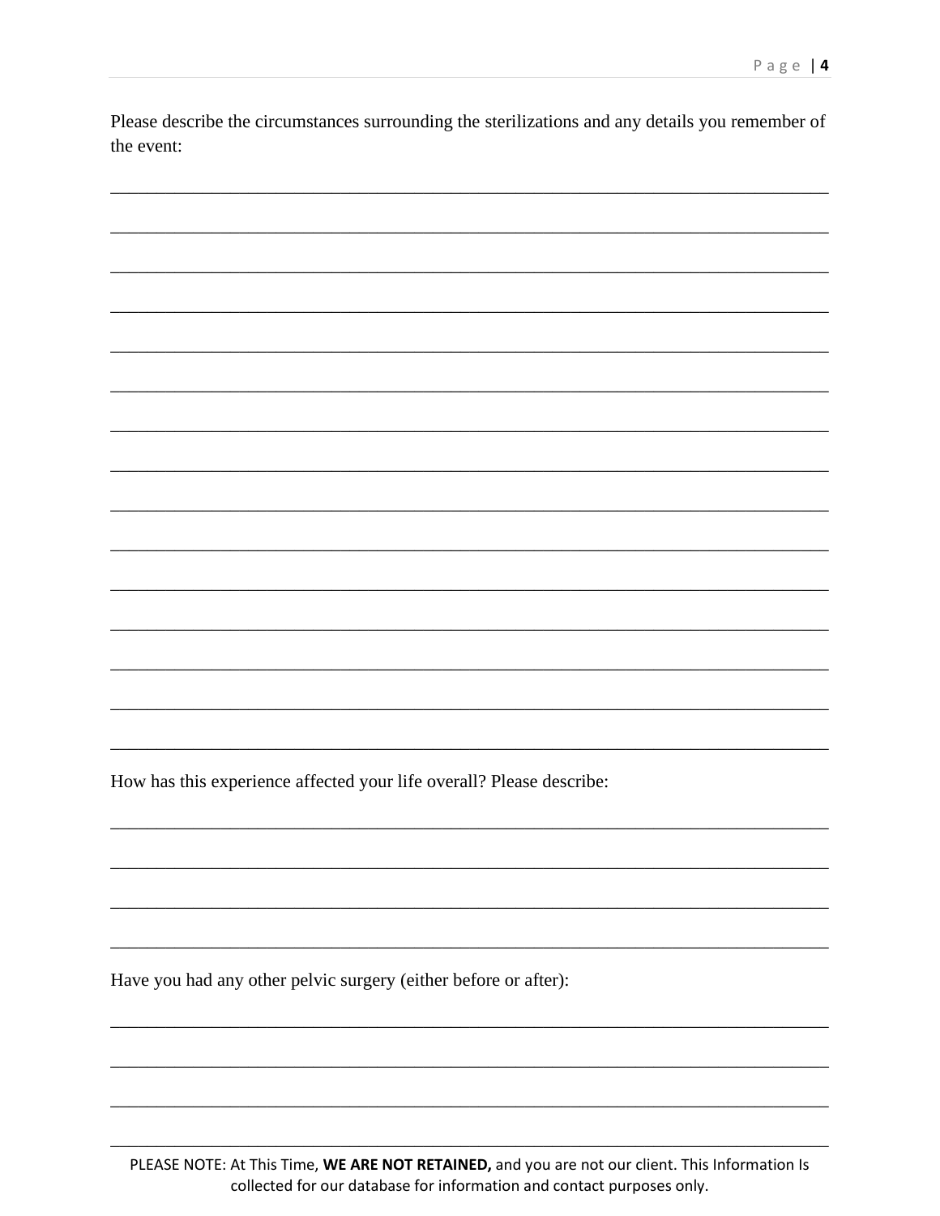Please describe the circumstances surrounding the sterilizations and any details you remember of the event:

_______________________________________________________________________________

_______________________________________________________________________________

_______________________________________________________________________________

_______________________________________________________________________________

_______________________________________________________________________________

_______________________________________________________________________________

_______________________________________________________________________________

_______________________________________________________________________________

_______________________________________________________________________________

_______________________________________________________________________________

_______________________________________________________________________________

_______________________________________________________________________________

_______________________________________________________________________________

_______________________________________________________________________________

_______________________________________________________________________________

How has this experience affected your life overall? Please describe:

_______________________________________________________________________________

_______________________________________________________________________________

_______________________________________________________________________________

_______________________________________________________________________________

Have you had any other pelvic surgery (either before or after):

_______________________________________________________________________________

_______________________________________________________________________________

_______________________________________________________________________________

_______________________________________________________________________________

PLEASE NOTE: At This Time, **WE ARE NOT RETAINED,** and you are not our client. This Information Is collected for our database for information and contact purposes only.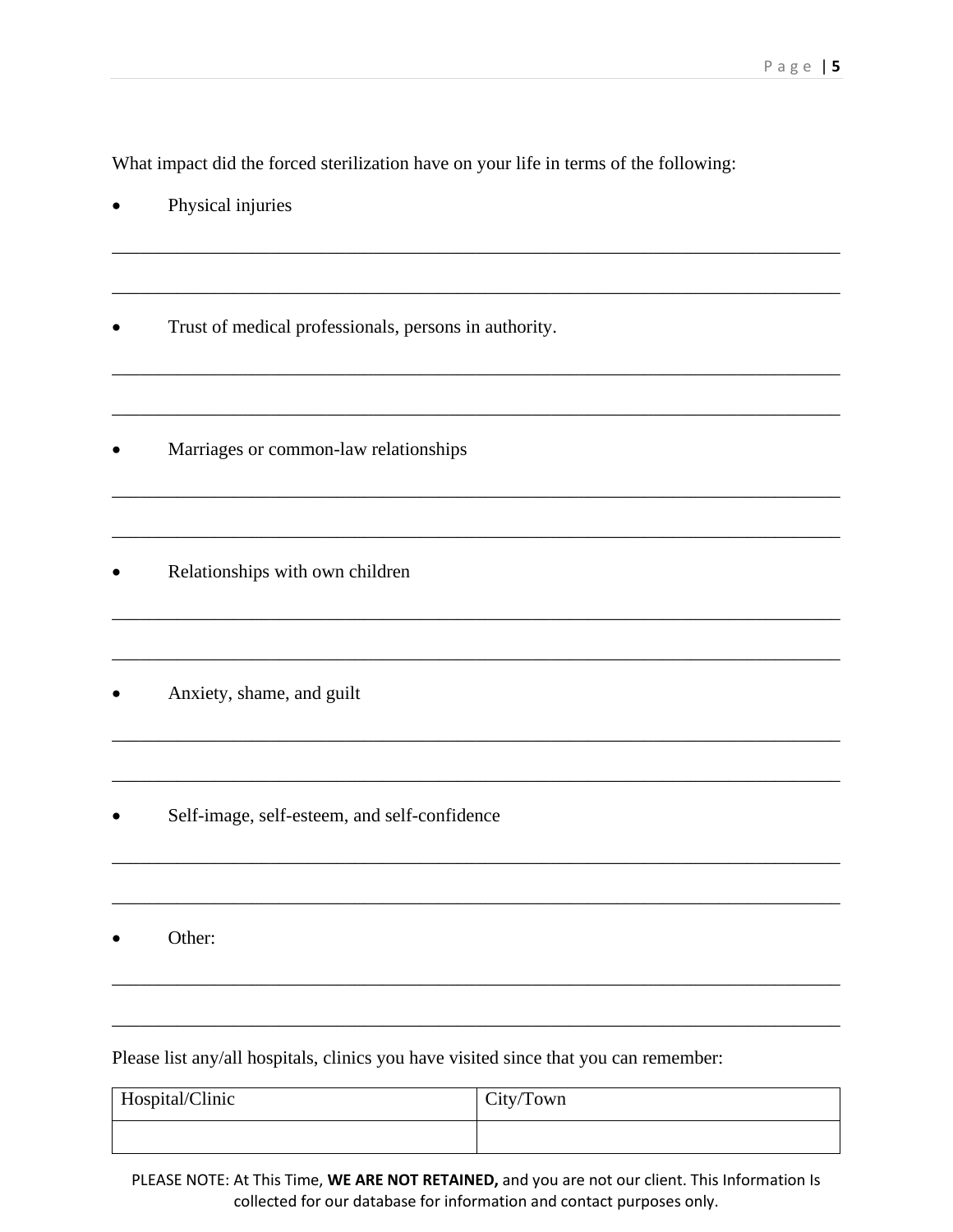What impact did the forced sterilization have on your life in terms of the following:

- Physical injuries

_______________________________________________________________________________

_______________________________________________________________________________

- Trust of medical professionals, persons in authority.

_______________________________________________________________________________

_______________________________________________________________________________

- Marriages or common-law relationships

_______________________________________________________________________________

_______________________________________________________________________________

- Relationships with own children

_______________________________________________________________________________

_______________________________________________________________________________

- Anxiety, shame, and guilt

_______________________________________________________________________________

_______________________________________________________________________________

- Self-image, self-esteem, and self-confidence

_______________________________________________________________________________

_______________________________________________________________________________

- Other:

_______________________________________________________________________________

_______________________________________________________________________________

Please list any/all hospitals, clinics you have visited since that you can remember:

| Hospital/Clinic | City/Town |
|---|---|
| | |

PLEASE NOTE: At This Time, **WE ARE NOT RETAINED,** and you are not our client. This Information Is collected for our database for information and contact purposes only.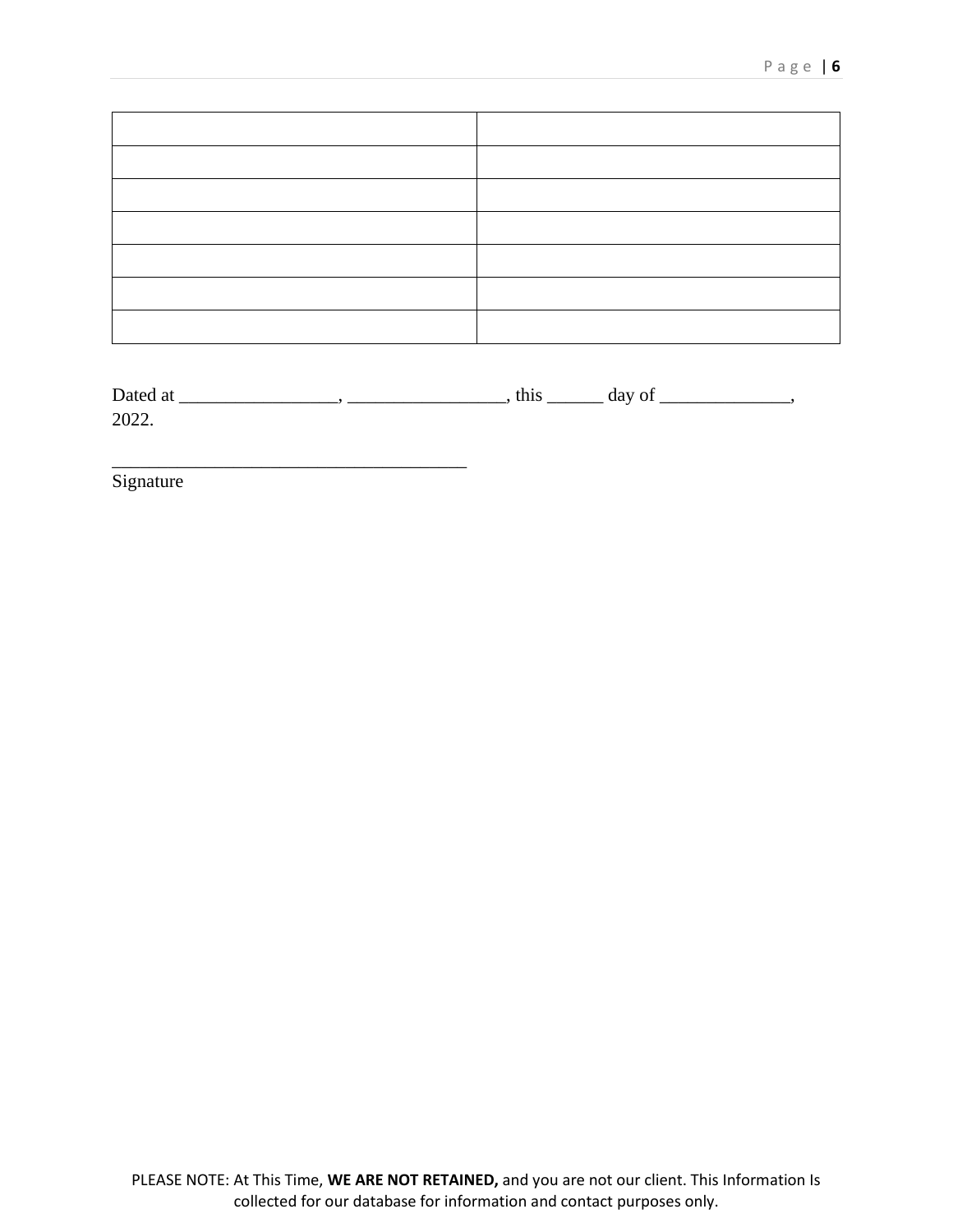| | |
|---|---|
| | |
| | |
| | |
| | |
| | |
| | |

Dated at _________________, _________________, this ______ day of ______________, 2022.

______________________________________
Signature

PLEASE NOTE: At This Time, **WE ARE NOT RETAINED,** and you are not our client. This Information Is collected for our database for information and contact purposes only.